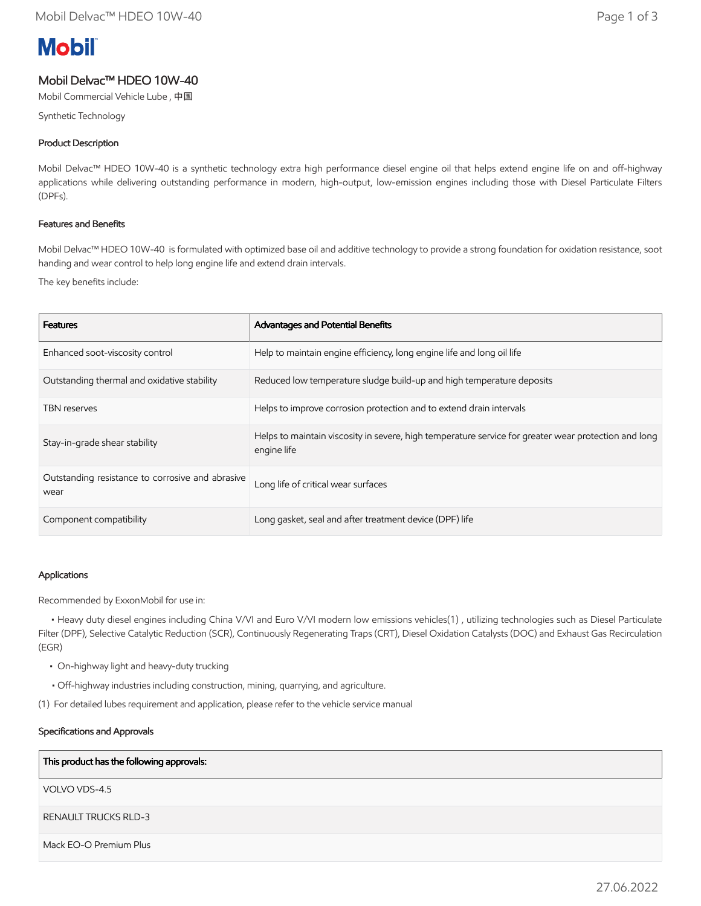**Mobil**

# Mobil Delvac™ HDEO 10W-40

Mobil Commercial Vehicle Lube , 中国

Synthetic Technology

## Product Description

Mobil Delvac™ HDEO 10W-40 is a synthetic technology extra high performance diesel engine oil that helps extend engine life on and off-highway applications while delivering outstanding performance in modern, high-output, low-emission engines including those with Diesel Particulate Filters (DPFs).

## Features and Benefits

Mobil Delvac™ HDEO 10W-40 is formulated with optimized base oil and additive technology to provide a strong foundation for oxidation resistance, soot handing and wear control to help long engine life and extend drain intervals.

The key benefits include:

| Features | Advantages and Potential Benefits |
|---|---|
| Enhanced soot-viscosity control | Help to maintain engine efficiency, long engine life and long oil life |
| Outstanding thermal and oxidative stability | Reduced low temperature sludge build-up and high temperature deposits |
| TBN reserves | Helps to improve corrosion protection and to extend drain intervals |
| Stay-in-grade shear stability | Helps to maintain viscosity in severe, high temperature service for greater wear protection and long engine life |
| Outstanding resistance to corrosive and abrasive wear | Long life of critical wear surfaces |
| Component compatibility | Long gasket, seal and after treatment device (DPF) life |

## Applications

Recommended by ExxonMobil for use in:

- Heavy duty diesel engines including China V/VI and Euro V/VI modern low emissions vehicles(1) , utilizing technologies such as Diesel Particulate Filter (DPF), Selective Catalytic Reduction (SCR), Continuously Regenerating Traps (CRT), Diesel Oxidation Catalysts (DOC) and Exhaust Gas Recirculation (EGR)
- On-highway light and heavy-duty trucking
- Off-highway industries including construction, mining, quarrying, and agriculture.

(1) For detailed lubes requirement and application, please refer to the vehicle service manual

## Specifications and Approvals

| This product has the following approvals: |
|---|
| VOLVO VDS-4.5 |
| RENAULT TRUCKS RLD-3 |
| Mack EO-O Premium Plus |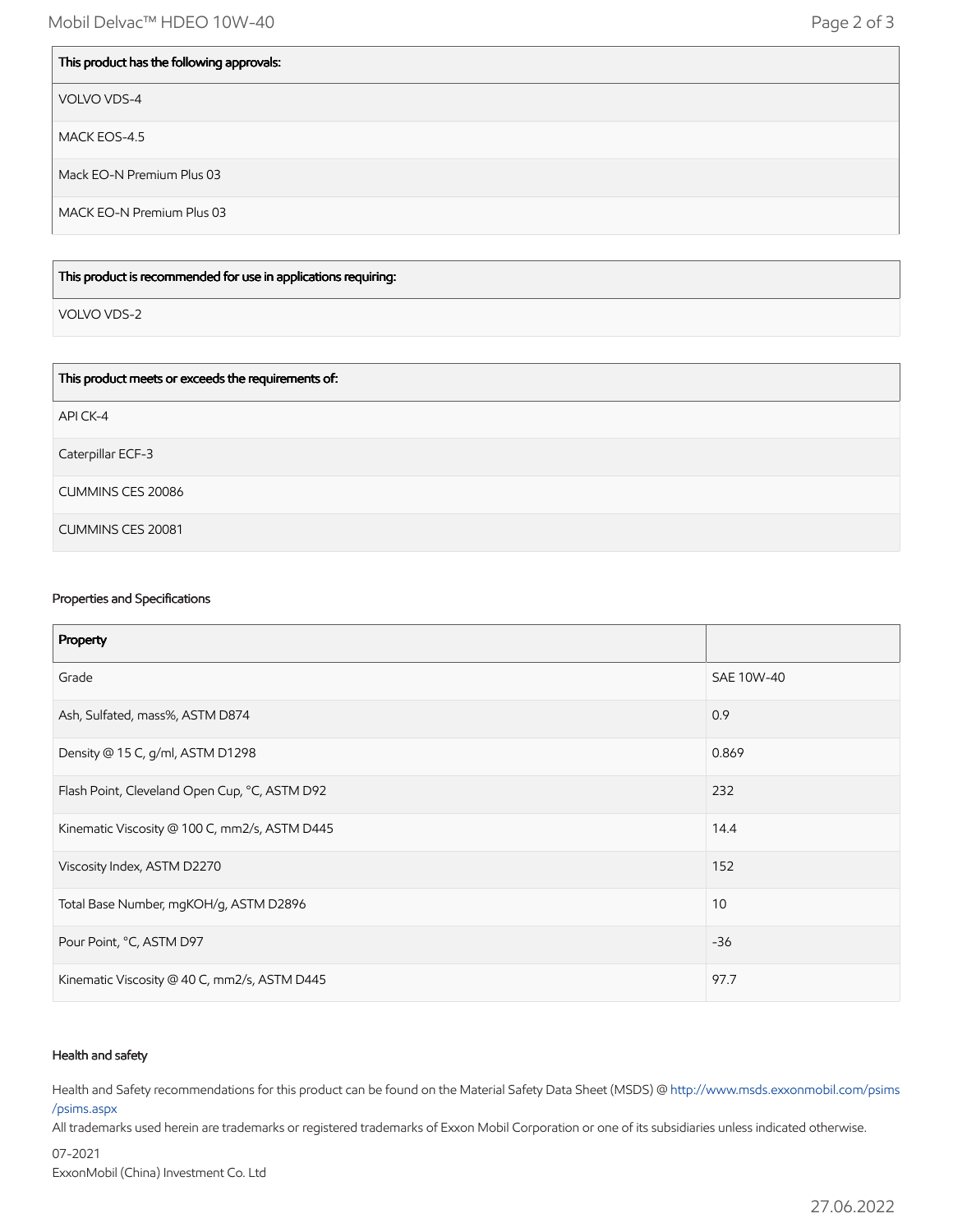| This product has the following approvals: |
| --- |
| VOLVO VDS-4 |
| MACK EOS-4.5 |
| Mack EO-N Premium Plus 03 |
| MACK EO-N Premium Plus 03 |

| This product is recommended for use in applications requiring: |
| --- |
| VOLVO VDS-2 |

| This product meets or exceeds the requirements of: |
| --- |
| API CK-4 |
| Caterpillar ECF-3 |
| CUMMINS CES 20086 |
| CUMMINS CES 20081 |

### Properties and Specifications

| Property | |
| --- | --- |
| Grade | SAE 10W-40 |
| Ash, Sulfated, mass%, ASTM D874 | 0.9 |
| Density @ 15 C, g/ml, ASTM D1298 | 0.869 |
| Flash Point, Cleveland Open Cup, °C, ASTM D92 | 232 |
| Kinematic Viscosity @ 100 C, mm2/s, ASTM D445 | 14.4 |
| Viscosity Index, ASTM D2270 | 152 |
| Total Base Number, mgKOH/g, ASTM D2896 | 10 |
| Pour Point, °C, ASTM D97 | -36 |
| Kinematic Viscosity @ 40 C, mm2/s, ASTM D445 | 97.7 |

### Health and safety

Health and Safety recommendations for this product can be found on the Material Safety Data Sheet (MSDS) @ http://www.msds.exxonmobil.com/psims/psims.aspx

All trademarks used herein are trademarks or registered trademarks of Exxon Mobil Corporation or one of its subsidiaries unless indicated otherwise.

07-2021

ExxonMobil (China) Investment Co. Ltd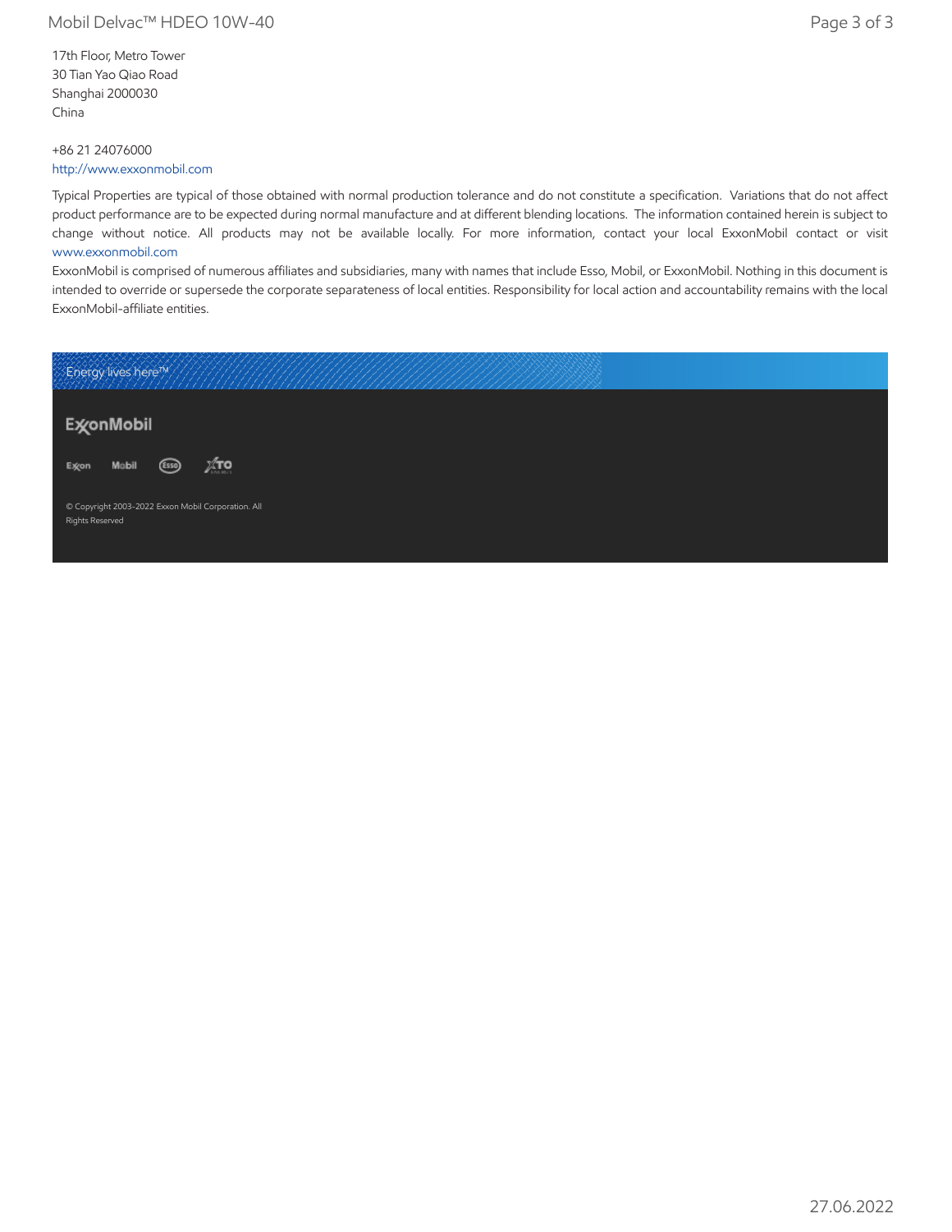17th Floor, Metro Tower
30 Tian Yao Qiao Road
Shanghai 2000030
China

+86 21 24076000
http://www.exxonmobil.com

Typical Properties are typical of those obtained with normal production tolerance and do not constitute a specification. Variations that do not affect product performance are to be expected during normal manufacture and at different blending locations. The information contained herein is subject to change without notice. All products may not be available locally. For more information, contact your local ExxonMobil contact or visit www.exxonmobil.com

ExxonMobil is comprised of numerous affiliates and subsidiaries, many with names that include Esso, Mobil, or ExxonMobil. Nothing in this document is intended to override or supersede the corporate separateness of local entities. Responsibility for local action and accountability remains with the local ExxonMobil-affiliate entities.

Energy lives here™

ExxonMobil

Exxon Mobil Esso XTO

© Copyright 2003-2022 Exxon Mobil Corporation. All Rights Reserved

27.06.2022